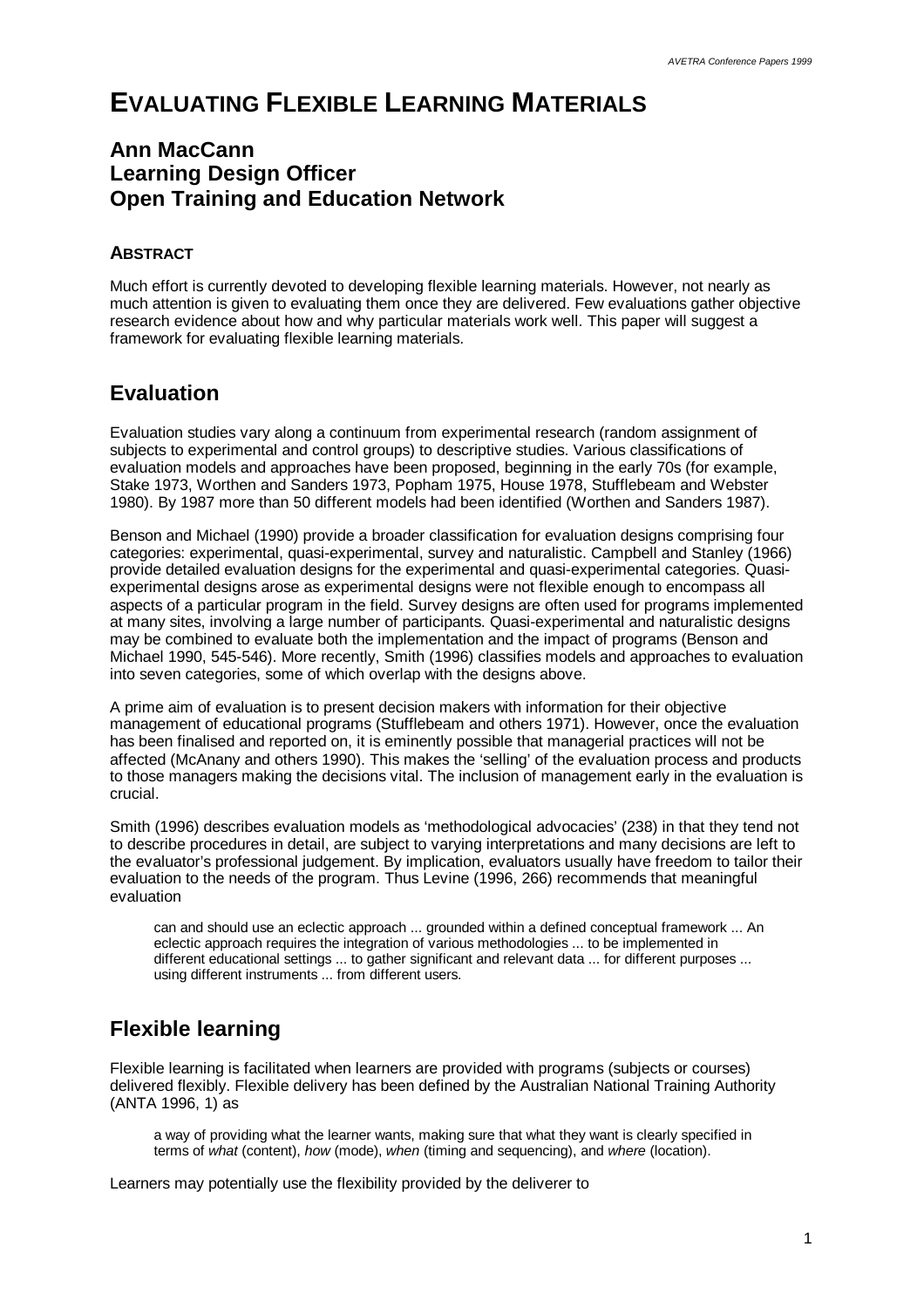# EVALUATING FLEXIBLE LEARNING MATERIALS

## Ann MacCann
## Learning Design Officer
## Open Training and Education Network

### ABSTRACT

Much effort is currently devoted to developing flexible learning materials. However, not nearly as much attention is given to evaluating them once they are delivered. Few evaluations gather objective research evidence about how and why particular materials work well. This paper will suggest a framework for evaluating flexible learning materials.

## Evaluation

Evaluation studies vary along a continuum from experimental research (random assignment of subjects to experimental and control groups) to descriptive studies. Various classifications of evaluation models and approaches have been proposed, beginning in the early 70s (for example, Stake 1973, Worthen and Sanders 1973, Popham 1975, House 1978, Stufflebeam and Webster 1980). By 1987 more than 50 different models had been identified (Worthen and Sanders 1987).

Benson and Michael (1990) provide a broader classification for evaluation designs comprising four categories: experimental, quasi-experimental, survey and naturalistic. Campbell and Stanley (1966) provide detailed evaluation designs for the experimental and quasi-experimental categories. Quasi-experimental designs arose as experimental designs were not flexible enough to encompass all aspects of a particular program in the field. Survey designs are often used for programs implemented at many sites, involving a large number of participants. Quasi-experimental and naturalistic designs may be combined to evaluate both the implementation and the impact of programs (Benson and Michael 1990, 545-546). More recently, Smith (1996) classifies models and approaches to evaluation into seven categories, some of which overlap with the designs above.

A prime aim of evaluation is to present decision makers with information for their objective management of educational programs (Stufflebeam and others 1971). However, once the evaluation has been finalised and reported on, it is eminently possible that managerial practices will not be affected (McAnany and others 1990). This makes the 'selling' of the evaluation process and products to those managers making the decisions vital. The inclusion of management early in the evaluation is crucial.

Smith (1996) describes evaluation models as 'methodological advocacies' (238) in that they tend not to describe procedures in detail, are subject to varying interpretations and many decisions are left to the evaluator's professional judgement. By implication, evaluators usually have freedom to tailor their evaluation to the needs of the program. Thus Levine (1996, 266) recommends that meaningful evaluation

> can and should use an eclectic approach ... grounded within a defined conceptual framework ... An eclectic approach requires the integration of various methodologies ... to be implemented in different educational settings ... to gather significant and relevant data ... for different purposes ... using different instruments ... from different users.

## Flexible learning

Flexible learning is facilitated when learners are provided with programs (subjects or courses) delivered flexibly. Flexible delivery has been defined by the Australian National Training Authority (ANTA 1996, 1) as

> a way of providing what the learner wants, making sure that what they want is clearly specified in terms of *what* (content), *how* (mode), *when* (timing and sequencing), and *where* (location).

Learners may potentially use the flexibility provided by the deliverer to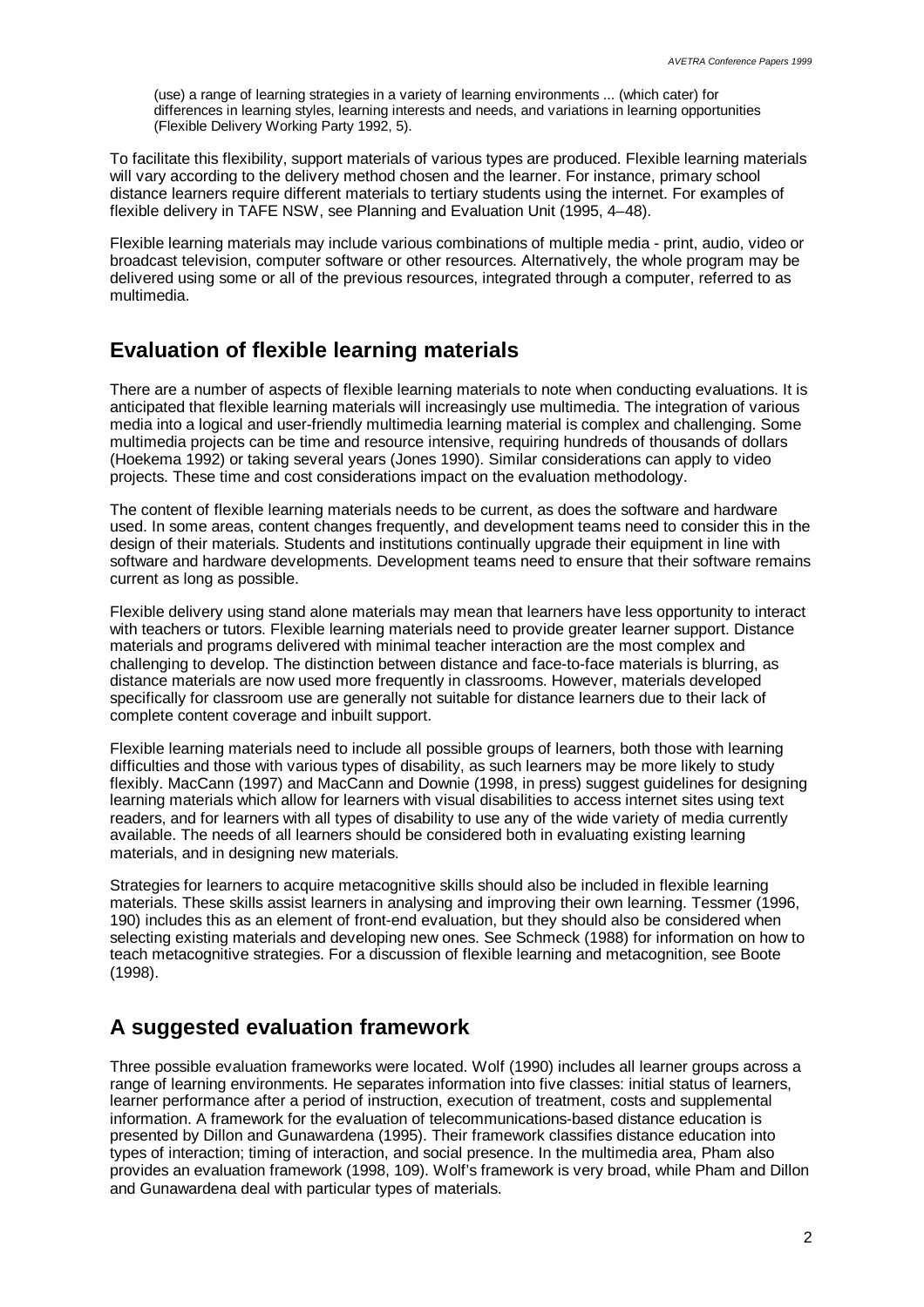> (use) a range of learning strategies in a variety of learning environments ... (which cater) for differences in learning styles, learning interests and needs, and variations in learning opportunities (Flexible Delivery Working Party 1992, 5).

To facilitate this flexibility, support materials of various types are produced. Flexible learning materials will vary according to the delivery method chosen and the learner. For instance, primary school distance learners require different materials to tertiary students using the internet. For examples of flexible delivery in TAFE NSW, see Planning and Evaluation Unit (1995, 4–48).

Flexible learning materials may include various combinations of multiple media - print, audio, video or broadcast television, computer software or other resources. Alternatively, the whole program may be delivered using some or all of the previous resources, integrated through a computer, referred to as multimedia.

## Evaluation of flexible learning materials

There are a number of aspects of flexible learning materials to note when conducting evaluations. It is anticipated that flexible learning materials will increasingly use multimedia. The integration of various media into a logical and user-friendly multimedia learning material is complex and challenging. Some multimedia projects can be time and resource intensive, requiring hundreds of thousands of dollars (Hoekema 1992) or taking several years (Jones 1990). Similar considerations can apply to video projects. These time and cost considerations impact on the evaluation methodology.

The content of flexible learning materials needs to be current, as does the software and hardware used. In some areas, content changes frequently, and development teams need to consider this in the design of their materials. Students and institutions continually upgrade their equipment in line with software and hardware developments. Development teams need to ensure that their software remains current as long as possible.

Flexible delivery using stand alone materials may mean that learners have less opportunity to interact with teachers or tutors. Flexible learning materials need to provide greater learner support. Distance materials and programs delivered with minimal teacher interaction are the most complex and challenging to develop. The distinction between distance and face-to-face materials is blurring, as distance materials are now used more frequently in classrooms. However, materials developed specifically for classroom use are generally not suitable for distance learners due to their lack of complete content coverage and inbuilt support.

Flexible learning materials need to include all possible groups of learners, both those with learning difficulties and those with various types of disability, as such learners may be more likely to study flexibly. MacCann (1997) and MacCann and Downie (1998, in press) suggest guidelines for designing learning materials which allow for learners with visual disabilities to access internet sites using text readers, and for learners with all types of disability to use any of the wide variety of media currently available. The needs of all learners should be considered both in evaluating existing learning materials, and in designing new materials.

Strategies for learners to acquire metacognitive skills should also be included in flexible learning materials. These skills assist learners in analysing and improving their own learning. Tessmer (1996, 190) includes this as an element of front-end evaluation, but they should also be considered when selecting existing materials and developing new ones. See Schmeck (1988) for information on how to teach metacognitive strategies. For a discussion of flexible learning and metacognition, see Boote (1998).

## A suggested evaluation framework

Three possible evaluation frameworks were located. Wolf (1990) includes all learner groups across a range of learning environments. He separates information into five classes: initial status of learners, learner performance after a period of instruction, execution of treatment, costs and supplemental information. A framework for the evaluation of telecommunications-based distance education is presented by Dillon and Gunawardena (1995). Their framework classifies distance education into types of interaction; timing of interaction, and social presence. In the multimedia area, Pham also provides an evaluation framework (1998, 109). Wolf's framework is very broad, while Pham and Dillon and Gunawardena deal with particular types of materials.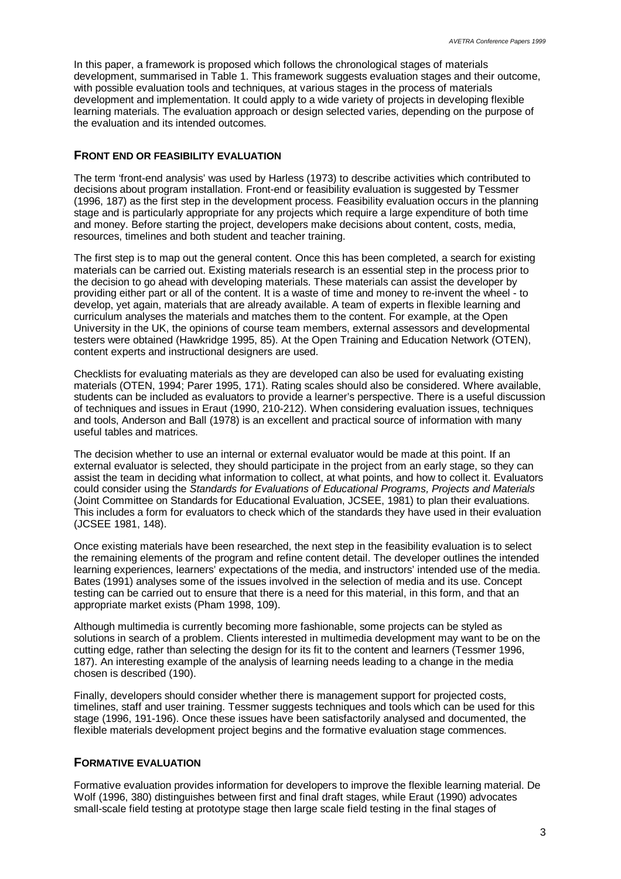In this paper, a framework is proposed which follows the chronological stages of materials development, summarised in Table 1. This framework suggests evaluation stages and their outcome, with possible evaluation tools and techniques, at various stages in the process of materials development and implementation. It could apply to a wide variety of projects in developing flexible learning materials. The evaluation approach or design selected varies, depending on the purpose of the evaluation and its intended outcomes.

## FRONT END OR FEASIBILITY EVALUATION

The term 'front-end analysis' was used by Harless (1973) to describe activities which contributed to decisions about program installation. Front-end or feasibility evaluation is suggested by Tessmer (1996, 187) as the first step in the development process. Feasibility evaluation occurs in the planning stage and is particularly appropriate for any projects which require a large expenditure of both time and money. Before starting the project, developers make decisions about content, costs, media, resources, timelines and both student and teacher training.

The first step is to map out the general content. Once this has been completed, a search for existing materials can be carried out. Existing materials research is an essential step in the process prior to the decision to go ahead with developing materials. These materials can assist the developer by providing either part or all of the content. It is a waste of time and money to re-invent the wheel - to develop, yet again, materials that are already available. A team of experts in flexible learning and curriculum analyses the materials and matches them to the content. For example, at the Open University in the UK, the opinions of course team members, external assessors and developmental testers were obtained (Hawkridge 1995, 85). At the Open Training and Education Network (OTEN), content experts and instructional designers are used.

Checklists for evaluating materials as they are developed can also be used for evaluating existing materials (OTEN, 1994; Parer 1995, 171). Rating scales should also be considered. Where available, students can be included as evaluators to provide a learner's perspective. There is a useful discussion of techniques and issues in Eraut (1990, 210-212). When considering evaluation issues, techniques and tools, Anderson and Ball (1978) is an excellent and practical source of information with many useful tables and matrices.

The decision whether to use an internal or external evaluator would be made at this point. If an external evaluator is selected, they should participate in the project from an early stage, so they can assist the team in deciding what information to collect, at what points, and how to collect it. Evaluators could consider using the *Standards for Evaluations of Educational Programs, Projects and Materials* (Joint Committee on Standards for Educational Evaluation, JCSEE, 1981) to plan their evaluations. This includes a form for evaluators to check which of the standards they have used in their evaluation (JCSEE 1981, 148).

Once existing materials have been researched, the next step in the feasibility evaluation is to select the remaining elements of the program and refine content detail. The developer outlines the intended learning experiences, learners' expectations of the media, and instructors' intended use of the media. Bates (1991) analyses some of the issues involved in the selection of media and its use. Concept testing can be carried out to ensure that there is a need for this material, in this form, and that an appropriate market exists (Pham 1998, 109).

Although multimedia is currently becoming more fashionable, some projects can be styled as solutions in search of a problem. Clients interested in multimedia development may want to be on the cutting edge, rather than selecting the design for its fit to the content and learners (Tessmer 1996, 187). An interesting example of the analysis of learning needs leading to a change in the media chosen is described (190).

Finally, developers should consider whether there is management support for projected costs, timelines, staff and user training. Tessmer suggests techniques and tools which can be used for this stage (1996, 191-196). Once these issues have been satisfactorily analysed and documented, the flexible materials development project begins and the formative evaluation stage commences.

## FORMATIVE EVALUATION

Formative evaluation provides information for developers to improve the flexible learning material. De Wolf (1996, 380) distinguishes between first and final draft stages, while Eraut (1990) advocates small-scale field testing at prototype stage then large scale field testing in the final stages of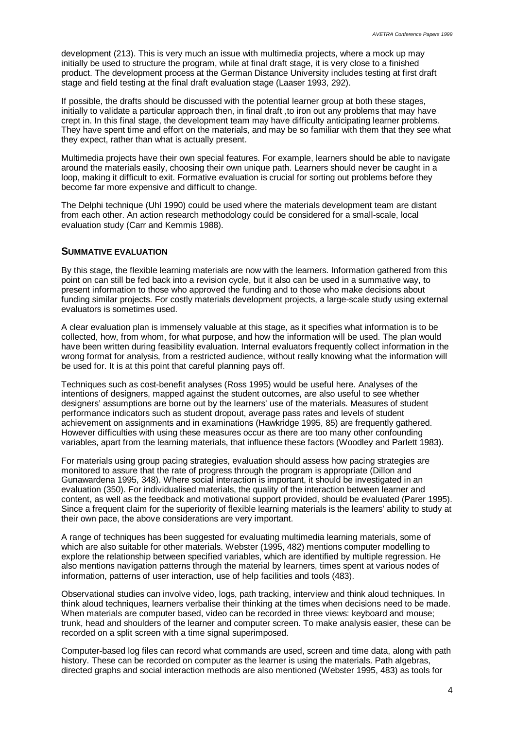development (213). This is very much an issue with multimedia projects, where a mock up may initially be used to structure the program, while at final draft stage, it is very close to a finished product. The development process at the German Distance University includes testing at first draft stage and field testing at the final draft evaluation stage (Laaser 1993, 292).

If possible, the drafts should be discussed with the potential learner group at both these stages, initially to validate a particular approach then, in final draft ,to iron out any problems that may have crept in. In this final stage, the development team may have difficulty anticipating learner problems. They have spent time and effort on the materials, and may be so familiar with them that they see what they expect, rather than what is actually present.

Multimedia projects have their own special features. For example, learners should be able to navigate around the materials easily, choosing their own unique path. Learners should never be caught in a loop, making it difficult to exit. Formative evaluation is crucial for sorting out problems before they become far more expensive and difficult to change.

The Delphi technique (Uhl 1990) could be used where the materials development team are distant from each other. An action research methodology could be considered for a small-scale, local evaluation study (Carr and Kemmis 1988).

## SUMMATIVE EVALUATION

By this stage, the flexible learning materials are now with the learners. Information gathered from this point on can still be fed back into a revision cycle, but it also can be used in a summative way, to present information to those who approved the funding and to those who make decisions about funding similar projects. For costly materials development projects, a large-scale study using external evaluators is sometimes used.

A clear evaluation plan is immensely valuable at this stage, as it specifies what information is to be collected, how, from whom, for what purpose, and how the information will be used. The plan would have been written during feasibility evaluation. Internal evaluators frequently collect information in the wrong format for analysis, from a restricted audience, without really knowing what the information will be used for. It is at this point that careful planning pays off.

Techniques such as cost-benefit analyses (Ross 1995) would be useful here. Analyses of the intentions of designers, mapped against the student outcomes, are also useful to see whether designers' assumptions are borne out by the learners' use of the materials. Measures of student performance indicators such as student dropout, average pass rates and levels of student achievement on assignments and in examinations (Hawkridge 1995, 85) are frequently gathered. However difficulties with using these measures occur as there are too many other confounding variables, apart from the learning materials, that influence these factors (Woodley and Parlett 1983).

For materials using group pacing strategies, evaluation should assess how pacing strategies are monitored to assure that the rate of progress through the program is appropriate (Dillon and Gunawardena 1995, 348). Where social interaction is important, it should be investigated in an evaluation (350). For individualised materials, the quality of the interaction between learner and content, as well as the feedback and motivational support provided, should be evaluated (Parer 1995). Since a frequent claim for the superiority of flexible learning materials is the learners' ability to study at their own pace, the above considerations are very important.

A range of techniques has been suggested for evaluating multimedia learning materials, some of which are also suitable for other materials. Webster (1995, 482) mentions computer modelling to explore the relationship between specified variables, which are identified by multiple regression. He also mentions navigation patterns through the material by learners, times spent at various nodes of information, patterns of user interaction, use of help facilities and tools (483).

Observational studies can involve video, logs, path tracking, interview and think aloud techniques. In think aloud techniques, learners verbalise their thinking at the times when decisions need to be made. When materials are computer based, video can be recorded in three views: keyboard and mouse; trunk, head and shoulders of the learner and computer screen. To make analysis easier, these can be recorded on a split screen with a time signal superimposed.

Computer-based log files can record what commands are used, screen and time data, along with path history. These can be recorded on computer as the learner is using the materials. Path algebras, directed graphs and social interaction methods are also mentioned (Webster 1995, 483) as tools for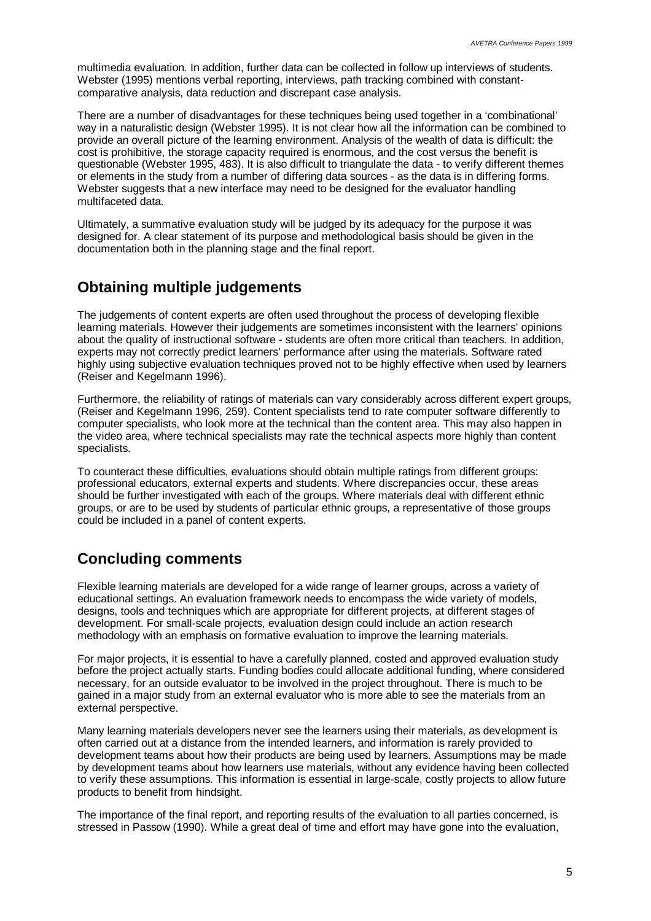multimedia evaluation. In addition, further data can be collected in follow up interviews of students. Webster (1995) mentions verbal reporting, interviews, path tracking combined with constant-comparative analysis, data reduction and discrepant case analysis.

There are a number of disadvantages for these techniques being used together in a 'combinational' way in a naturalistic design (Webster 1995). It is not clear how all the information can be combined to provide an overall picture of the learning environment. Analysis of the wealth of data is difficult: the cost is prohibitive, the storage capacity required is enormous, and the cost versus the benefit is questionable (Webster 1995, 483). It is also difficult to triangulate the data - to verify different themes or elements in the study from a number of differing data sources - as the data is in differing forms. Webster suggests that a new interface may need to be designed for the evaluator handling multifaceted data.

Ultimately, a summative evaluation study will be judged by its adequacy for the purpose it was designed for. A clear statement of its purpose and methodological basis should be given in the documentation both in the planning stage and the final report.

## Obtaining multiple judgements

The judgements of content experts are often used throughout the process of developing flexible learning materials. However their judgements are sometimes inconsistent with the learners' opinions about the quality of instructional software - students are often more critical than teachers. In addition, experts may not correctly predict learners' performance after using the materials. Software rated highly using subjective evaluation techniques proved not to be highly effective when used by learners (Reiser and Kegelmann 1996).

Furthermore, the reliability of ratings of materials can vary considerably across different expert groups, (Reiser and Kegelmann 1996, 259). Content specialists tend to rate computer software differently to computer specialists, who look more at the technical than the content area. This may also happen in the video area, where technical specialists may rate the technical aspects more highly than content specialists.

To counteract these difficulties, evaluations should obtain multiple ratings from different groups: professional educators, external experts and students. Where discrepancies occur, these areas should be further investigated with each of the groups. Where materials deal with different ethnic groups, or are to be used by students of particular ethnic groups, a representative of those groups could be included in a panel of content experts.

## Concluding comments

Flexible learning materials are developed for a wide range of learner groups, across a variety of educational settings. An evaluation framework needs to encompass the wide variety of models, designs, tools and techniques which are appropriate for different projects, at different stages of development. For small-scale projects, evaluation design could include an action research methodology with an emphasis on formative evaluation to improve the learning materials.

For major projects, it is essential to have a carefully planned, costed and approved evaluation study before the project actually starts. Funding bodies could allocate additional funding, where considered necessary, for an outside evaluator to be involved in the project throughout. There is much to be gained in a major study from an external evaluator who is more able to see the materials from an external perspective.

Many learning materials developers never see the learners using their materials, as development is often carried out at a distance from the intended learners, and information is rarely provided to development teams about how their products are being used by learners. Assumptions may be made by development teams about how learners use materials, without any evidence having been collected to verify these assumptions. This information is essential in large-scale, costly projects to allow future products to benefit from hindsight.

The importance of the final report, and reporting results of the evaluation to all parties concerned, is stressed in Passow (1990). While a great deal of time and effort may have gone into the evaluation,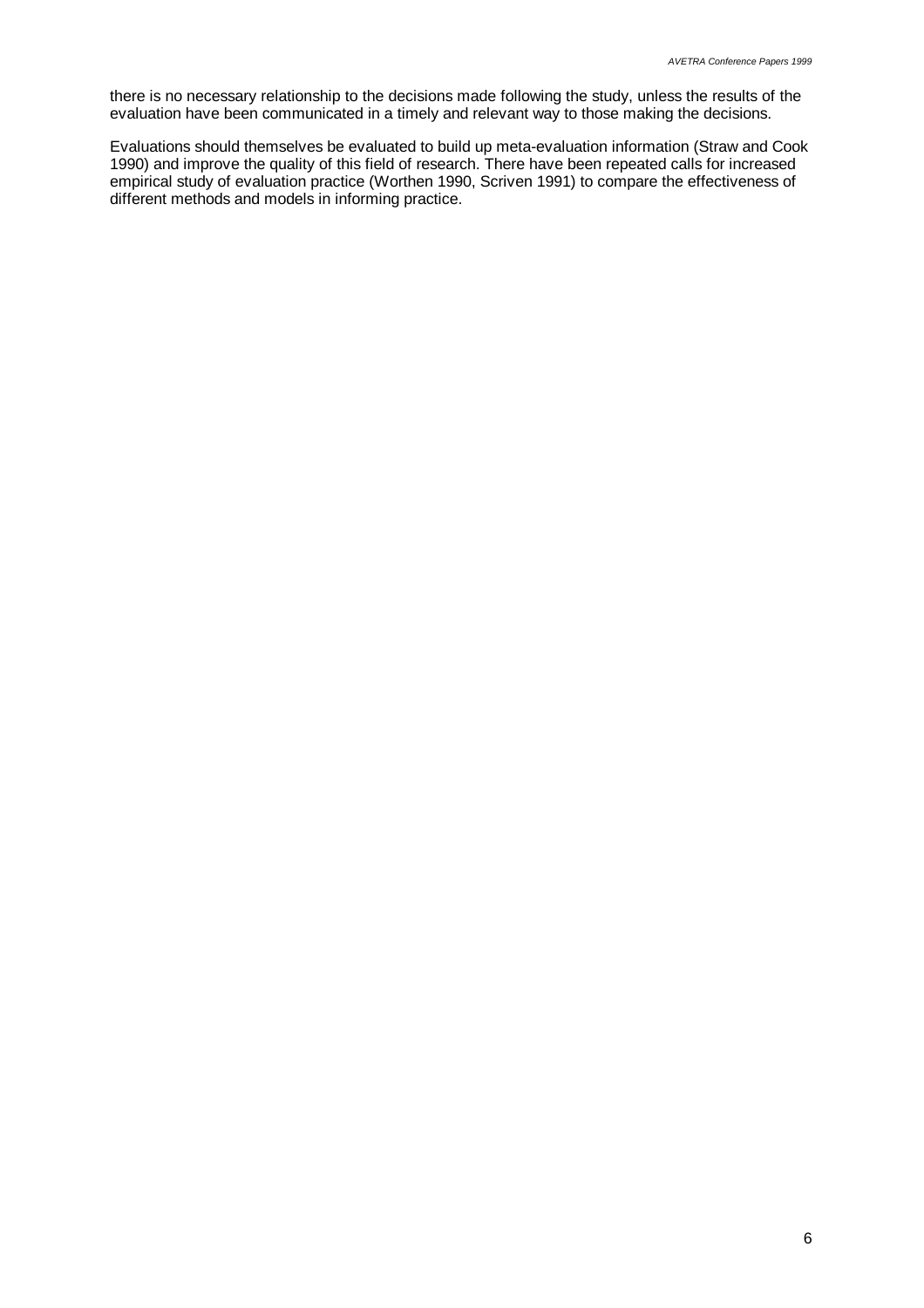there is no necessary relationship to the decisions made following the study, unless the results of the evaluation have been communicated in a timely and relevant way to those making the decisions.

Evaluations should themselves be evaluated to build up meta-evaluation information (Straw and Cook 1990) and improve the quality of this field of research. There have been repeated calls for increased empirical study of evaluation practice (Worthen 1990, Scriven 1991) to compare the effectiveness of different methods and models in informing practice.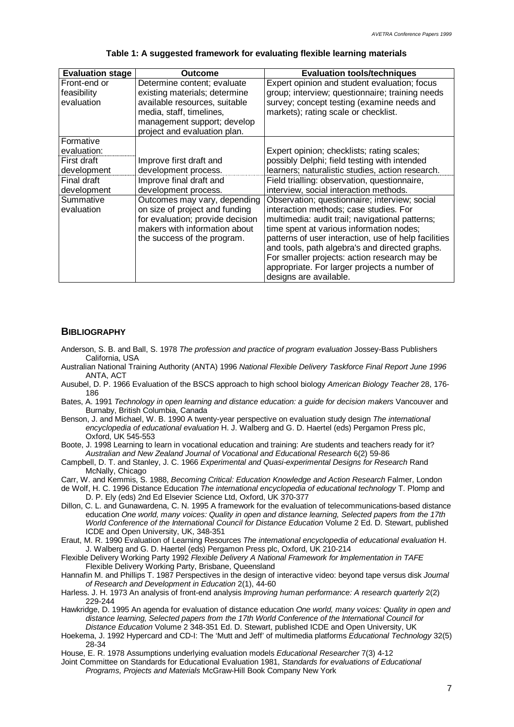**Table 1: A suggested framework for evaluating flexible learning materials**

| Evaluation stage | Outcome | Evaluation tools/techniques |
|---|---|---|
| Front-end or feasibility evaluation | Determine content; evaluate existing materials; determine available resources, suitable media, staff, timelines, management support; develop project and evaluation plan. | Expert opinion and student evaluation; focus group; interview; questionnaire; training needs survey; concept testing (examine needs and markets); rating scale or checklist. |
| Formative evaluation: | | |
| First draft development | Improve first draft and development process. | Expert opinion; checklists; rating scales; possibly Delphi; field testing with intended learners; naturalistic studies, action research. |
| Final draft development | Improve final draft and development process. | Field trialling: observation, questionnaire, interview, social interaction methods. |
| Summative evaluation | Outcomes may vary, depending on size of project and funding for evaluation; provide decision makers with information about the success of the program. | Observation; questionnaire; interview; social interaction methods; case studies. For multimedia: audit trail; navigational patterns; time spent at various information nodes; patterns of user interaction, use of help facilities and tools, path algebra's and directed graphs. For smaller projects: action research may be appropriate. For larger projects a number of designs are available. |

## BIBLIOGRAPHY

Anderson, S. B. and Ball, S. 1978 *The profession and practice of program evaluation* Jossey-Bass Publishers California, USA

Australian National Training Authority (ANTA) 1996 *National Flexible Delivery Taskforce Final Report June 1996* ANTA, ACT

Ausubel, D. P. 1966 Evaluation of the BSCS approach to high school biology *American Biology Teacher* 28, 176-186

Bates, A. 1991 *Technology in open learning and distance education: a guide for decision makers* Vancouver and Burnaby, British Columbia, Canada

Benson, J. and Michael, W. B. 1990 A twenty-year perspective on evaluation study design *The international encyclopedia of educational evaluation* H. J. Walberg and G. D. Haertel (eds) Pergamon Press plc, Oxford, UK 545-553

Boote, J. 1998 Learning to learn in vocational education and training: Are students and teachers ready for it? *Australian and New Zealand Journal of Vocational and Educational Research* 6(2) 59-86

Campbell, D. T. and Stanley, J. C. 1966 *Experimental and Quasi-experimental Designs for Research* Rand McNally, Chicago

Carr, W. and Kemmis, S. 1988, *Becoming Critical: Education Knowledge and Action Research* Falmer, London

de Wolf, H. C. 1996 Distance Education *The international encyclopedia of educational technology* T. Plomp and D. P. Ely (eds) 2nd Ed Elsevier Science Ltd, Oxford, UK 370-377

Dillon, C. L. and Gunawardena, C. N. 1995 A framework for the evaluation of telecommunications-based distance education *One world, many voices: Quality in open and distance learning, Selected papers from the 17th World Conference of the International Council for Distance Education* Volume 2 Ed. D. Stewart, published ICDE and Open University, UK, 348-351

Eraut, M. R. 1990 Evaluation of Learning Resources *The international encyclopedia of educational evaluation* H. J. Walberg and G. D. Haertel (eds) Pergamon Press plc, Oxford, UK 210-214

Flexible Delivery Working Party 1992 *Flexible Delivery A National Framework for Implementation in TAFE* Flexible Delivery Working Party, Brisbane, Queensland

Hannafin M. and Phillips T. 1987 Perspectives in the design of interactive video: beyond tape versus disk *Journal of Research and Development in Education* 2(1), 44-60

Harless. J. H. 1973 An analysis of front-end analysis *Improving human performance: A research quarterly* 2(2) 229-244

Hawkridge, D. 1995 An agenda for evaluation of distance education *One world, many voices: Quality in open and distance learning, Selected papers from the 17th World Conference of the International Council for Distance Education* Volume 2 348-351 Ed. D. Stewart, published ICDE and Open University, UK

Hoekema, J. 1992 Hypercard and CD-I: The 'Mutt and Jeff' of multimedia platforms *Educational Technology* 32(5) 28-34

House, E. R. 1978 Assumptions underlying evaluation models *Educational Researcher* 7(3) 4-12

Joint Committee on Standards for Educational Evaluation 1981, *Standards for evaluations of Educational Programs, Projects and Materials* McGraw-Hill Book Company New York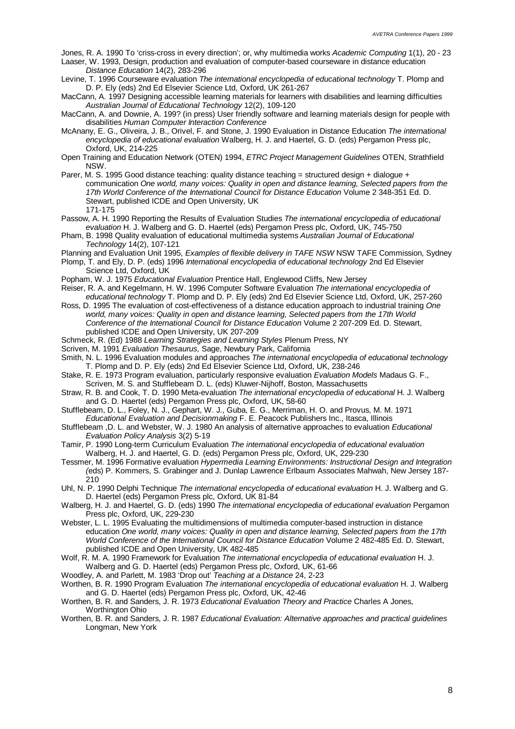Jones, R. A. 1990 To 'criss-cross in every direction'; or, why multimedia works *Academic Computing* 1(1), 20 - 23

Laaser, W. 1993, Design, production and evaluation of computer-based courseware in distance education *Distance Education* 14(2), 283-296

Levine, T. 1996 Courseware evaluation *The international encyclopedia of educational technology* T. Plomp and D. P. Ely (eds) 2nd Ed Elsevier Science Ltd, Oxford, UK 261-267

MacCann, A. 1997 Designing accessible learning materials for learners with disabilities and learning difficulties *Australian Journal of Educational Technology* 12(2), 109-120

MacCann, A. and Downie, A. 199? (in press) User friendly software and learning materials design for people with disabilities *Human Computer Interaction Conference*

McAnany, E. G., Oliveira, J. B., Orivel, F. and Stone, J. 1990 Evaluation in Distance Education *The international encyclopedia of educational evaluation* Walberg, H. J. and Haertel, G. D. (eds) Pergamon Press plc, Oxford, UK, 214-225

Open Training and Education Network (OTEN) 1994, *ETRC Project Management Guidelines* OTEN, Strathfield NSW.

Parer, M. S. 1995 Good distance teaching: quality distance teaching = structured design + dialogue + communication *One world, many voices: Quality in open and distance learning, Selected papers from the 17th World Conference of the International Council for Distance Education* Volume 2 348-351 Ed. D. Stewart, published ICDE and Open University, UK 171-175

Passow, A. H. 1990 Reporting the Results of Evaluation Studies *The international encyclopedia of educational evaluation* H. J. Walberg and G. D. Haertel (eds) Pergamon Press plc, Oxford, UK, 745-750

Pham, B. 1998 Quality evaluation of educational multimedia systems *Australian Journal of Educational Technology* 14(2), 107-121

Planning and Evaluation Unit 1995, *Examples of flexible delivery in TAFE NSW* NSW TAFE Commission, Sydney

Plomp, T. and Ely, D. P. (eds) 1996 *International encyclopedia of educational technology* 2nd Ed Elsevier Science Ltd, Oxford, UK

Popham, W. J. 1975 *Educational Evaluation* Prentice Hall, Englewood Cliffs, New Jersey

Reiser, R. A. and Kegelmann, H. W. 1996 Computer Software Evaluation *The international encyclopedia of educational technology* T. Plomp and D. P. Ely (eds) 2nd Ed Elsevier Science Ltd, Oxford, UK, 257-260

Ross, D. 1995 The evaluation of cost-effectiveness of a distance education approach to industrial training *One world, many voices: Quality in open and distance learning, Selected papers from the 17th World Conference of the International Council for Distance Education* Volume 2 207-209 Ed. D. Stewart, published ICDE and Open University, UK 207-209

Schmeck, R. (Ed) 1988 *Learning Strategies and Learning Styles* Plenum Press, NY

Scriven, M. 1991 *Evaluation Thesaurus,* Sage, Newbury Park, California

Smith, N. L. 1996 Evaluation modules and approaches *The international encyclopedia of educational technology* T. Plomp and D. P. Ely (eds) 2nd Ed Elsevier Science Ltd, Oxford, UK, 238-246

Stake, R. E. 1973 Program evaluation, particularly responsive evaluation *Evaluation Models* Madaus G. F., Scriven, M. S. and Stufflebeam D. L. (eds) Kluwer-Nijhoff, Boston, Massachusetts

Straw, R. B. and Cook, T. D. 1990 Meta-evaluation *The international encyclopedia of educational* H. J. Walberg and G. D. Haertel (eds) Pergamon Press plc, Oxford, UK, 58-60

Stufflebeam, D. L., Foley, N. J., Gephart, W. J., Guba, E. G., Merriman, H. O. and Provus, M. M. 1971 *Educational Evaluation and Decisionmaking* F. E. Peacock Publishers Inc., Itasca, Illinois

Stufflebeam ,D. L. and Webster, W. J. 1980 An analysis of alternative approaches to evaluation *Educational Evaluation Policy Analysis* 3(2) 5-19

Tamir, P. 1990 Long-term Curriculum Evaluation *The international encyclopedia of educational evaluation* Walberg, H. J. and Haertel, G. D. (eds) Pergamon Press plc, Oxford, UK, 229-230

Tessmer, M. 1996 Formative evaluation *Hypermedia Learning Environments: Instructional Design and Integration (*eds) P. Kommers, S. Grabinger and J. Dunlap Lawrence Erlbaum Associates Mahwah, New Jersey 187-210

Uhl, N. P. 1990 Delphi Technique *The international encyclopedia of educational evaluation* H. J. Walberg and G. D. Haertel (eds) Pergamon Press plc, Oxford, UK 81-84

Walberg, H. J. and Haertel, G. D. (eds) 1990 *The international encyclopedia of educational evaluation* Pergamon Press plc, Oxford, UK, 229-230

Webster, L. L. 1995 Evaluating the multidimensions of multimedia computer-based instruction in distance education *One world, many voices: Quality in open and distance learning, Selected papers from the 17th World Conference of the International Council for Distance Education* Volume 2 482-485 Ed. D. Stewart, published ICDE and Open University, UK 482-485

Wolf, R. M. A. 1990 Framework for Evaluation *The international encyclopedia of educational evaluation* H. J. Walberg and G. D. Haertel (eds) Pergamon Press plc, Oxford, UK, 61-66

Woodley, A. and Parlett, M. 1983 'Drop out' *Teaching at a Distance* 24, 2-23

Worthen, B. R. 1990 Program Evaluation *The international encyclopedia of educational evaluation* H. J. Walberg and G. D. Haertel (eds) Pergamon Press plc, Oxford, UK, 42-46

Worthen, B. R. and Sanders, J. R. 1973 *Educational Evaluation Theory and Practice* Charles A Jones, Worthington Ohio

Worthen, B. R. and Sanders, J. R. 1987 *Educational Evaluation: Alternative approaches and practical guidelines* Longman, New York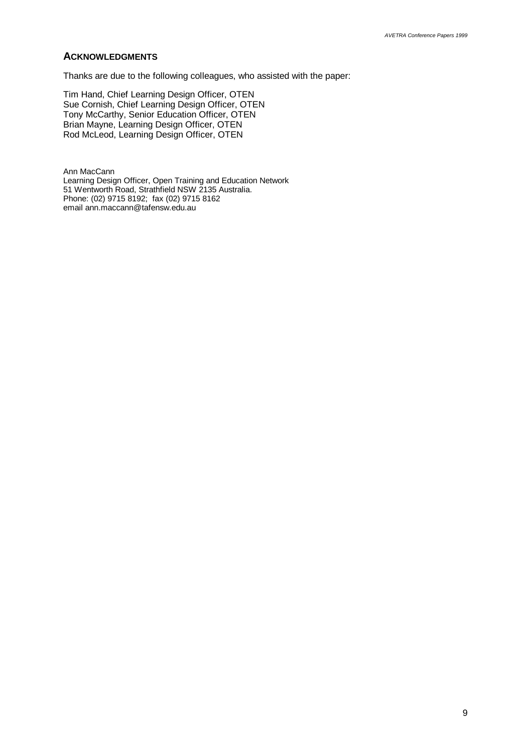## ACKNOWLEDGMENTS

Thanks are due to the following colleagues, who assisted with the paper:

Tim Hand, Chief Learning Design Officer, OTEN
Sue Cornish, Chief Learning Design Officer, OTEN
Tony McCarthy, Senior Education Officer, OTEN
Brian Mayne, Learning Design Officer, OTEN
Rod McLeod, Learning Design Officer, OTEN

Ann MacCann
Learning Design Officer, Open Training and Education Network
51 Wentworth Road, Strathfield NSW 2135 Australia.
Phone: (02) 9715 8192; fax (02) 9715 8162
email ann.maccann@tafensw.edu.au